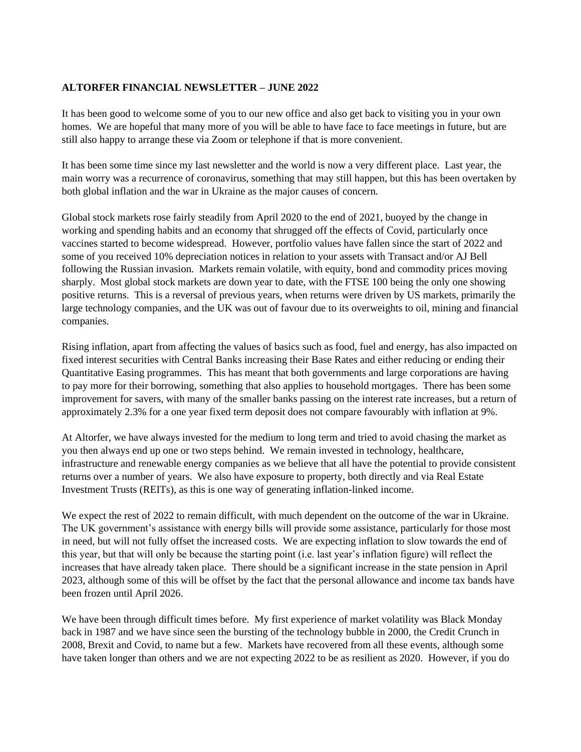**ALTORFER FINANCIAL NEWSLETTER – JUNE 2022**

It has been good to welcome some of you to our new office and also get back to visiting you in your own homes. We are hopeful that many more of you will be able to have face to face meetings in future, but are still also happy to arrange these via Zoom or telephone if that is more convenient.

It has been some time since my last newsletter and the world is now a very different place. Last year, the main worry was a recurrence of coronavirus, something that may still happen, but this has been overtaken by both global inflation and the war in Ukraine as the major causes of concern.

Global stock markets rose fairly steadily from April 2020 to the end of 2021, buoyed by the change in working and spending habits and an economy that shrugged off the effects of Covid, particularly once vaccines started to become widespread. However, portfolio values have fallen since the start of 2022 and some of you received 10% depreciation notices in relation to your assets with Transact and/or AJ Bell following the Russian invasion. Markets remain volatile, with equity, bond and commodity prices moving sharply. Most global stock markets are down year to date, with the FTSE 100 being the only one showing positive returns. This is a reversal of previous years, when returns were driven by US markets, primarily the large technology companies, and the UK was out of favour due to its overweights to oil, mining and financial companies.

Rising inflation, apart from affecting the values of basics such as food, fuel and energy, has also impacted on fixed interest securities with Central Banks increasing their Base Rates and either reducing or ending their Quantitative Easing programmes. This has meant that both governments and large corporations are having to pay more for their borrowing, something that also applies to household mortgages. There has been some improvement for savers, with many of the smaller banks passing on the interest rate increases, but a return of approximately 2.3% for a one year fixed term deposit does not compare favourably with inflation at 9%.

At Altorfer, we have always invested for the medium to long term and tried to avoid chasing the market as you then always end up one or two steps behind. We remain invested in technology, healthcare, infrastructure and renewable energy companies as we believe that all have the potential to provide consistent returns over a number of years. We also have exposure to property, both directly and via Real Estate Investment Trusts (REITs), as this is one way of generating inflation-linked income.

We expect the rest of 2022 to remain difficult, with much dependent on the outcome of the war in Ukraine. The UK government's assistance with energy bills will provide some assistance, particularly for those most in need, but will not fully offset the increased costs. We are expecting inflation to slow towards the end of this year, but that will only be because the starting point (i.e. last year's inflation figure) will reflect the increases that have already taken place. There should be a significant increase in the state pension in April 2023, although some of this will be offset by the fact that the personal allowance and income tax bands have been frozen until April 2026.

We have been through difficult times before. My first experience of market volatility was Black Monday back in 1987 and we have since seen the bursting of the technology bubble in 2000, the Credit Crunch in 2008, Brexit and Covid, to name but a few. Markets have recovered from all these events, although some have taken longer than others and we are not expecting 2022 to be as resilient as 2020. However, if you do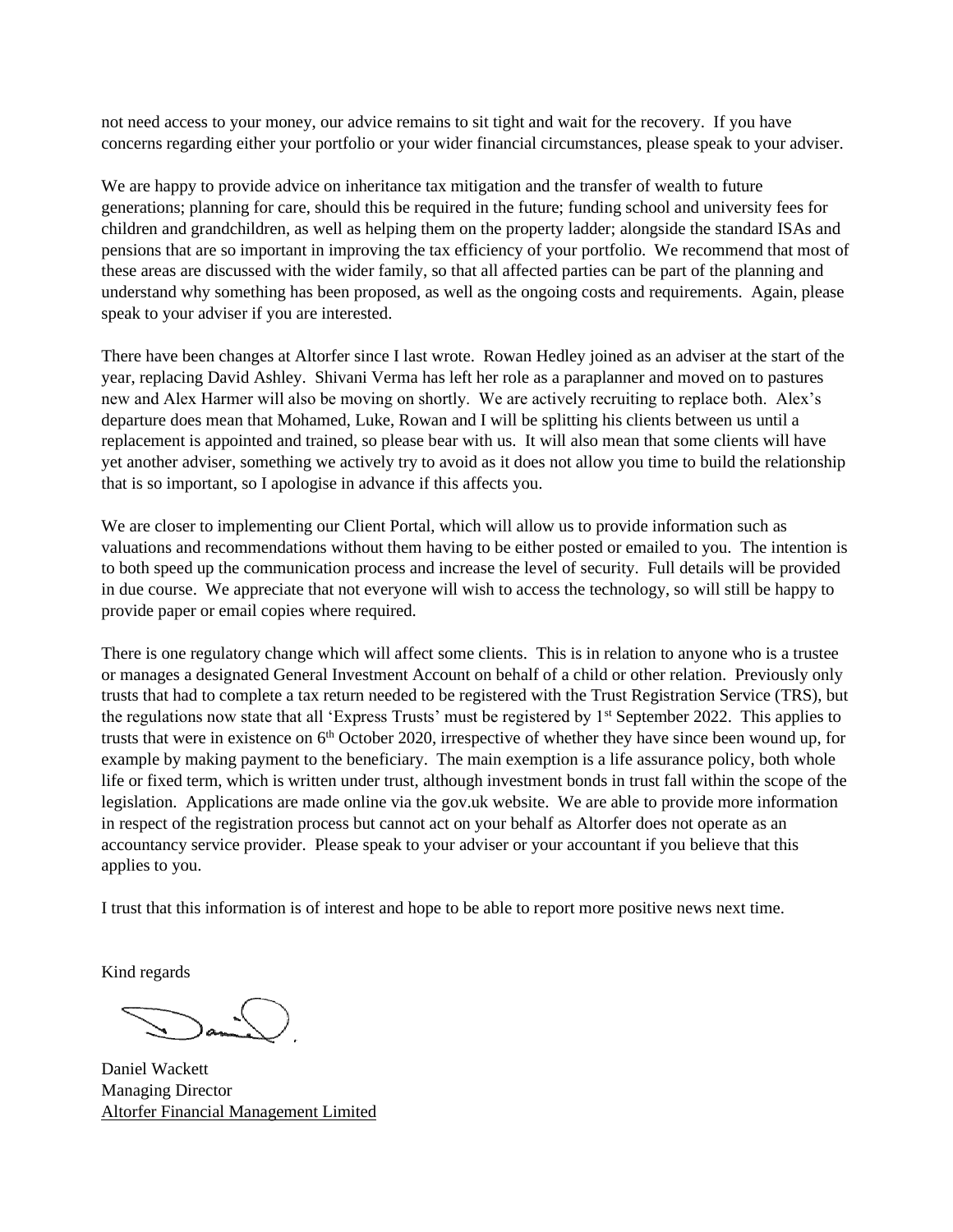not need access to your money, our advice remains to sit tight and wait for the recovery. If you have concerns regarding either your portfolio or your wider financial circumstances, please speak to your adviser.

We are happy to provide advice on inheritance tax mitigation and the transfer of wealth to future generations; planning for care, should this be required in the future; funding school and university fees for children and grandchildren, as well as helping them on the property ladder; alongside the standard ISAs and pensions that are so important in improving the tax efficiency of your portfolio. We recommend that most of these areas are discussed with the wider family, so that all affected parties can be part of the planning and understand why something has been proposed, as well as the ongoing costs and requirements. Again, please speak to your adviser if you are interested.

There have been changes at Altorfer since I last wrote. Rowan Hedley joined as an adviser at the start of the year, replacing David Ashley. Shivani Verma has left her role as a paraplanner and moved on to pastures new and Alex Harmer will also be moving on shortly. We are actively recruiting to replace both. Alex's departure does mean that Mohamed, Luke, Rowan and I will be splitting his clients between us until a replacement is appointed and trained, so please bear with us. It will also mean that some clients will have yet another adviser, something we actively try to avoid as it does not allow you time to build the relationship that is so important, so I apologise in advance if this affects you.

We are closer to implementing our Client Portal, which will allow us to provide information such as valuations and recommendations without them having to be either posted or emailed to you. The intention is to both speed up the communication process and increase the level of security. Full details will be provided in due course. We appreciate that not everyone will wish to access the technology, so will still be happy to provide paper or email copies where required.

There is one regulatory change which will affect some clients. This is in relation to anyone who is a trustee or manages a designated General Investment Account on behalf of a child or other relation. Previously only trusts that had to complete a tax return needed to be registered with the Trust Registration Service (TRS), but the regulations now state that all 'Express Trusts' must be registered by 1st September 2022. This applies to trusts that were in existence on 6th October 2020, irrespective of whether they have since been wound up, for example by making payment to the beneficiary. The main exemption is a life assurance policy, both whole life or fixed term, which is written under trust, although investment bonds in trust fall within the scope of the legislation. Applications are made online via the gov.uk website. We are able to provide more information in respect of the registration process but cannot act on your behalf as Altorfer does not operate as an accountancy service provider. Please speak to your adviser or your accountant if you believe that this applies to you.

I trust that this information is of interest and hope to be able to report more positive news next time.

Kind regards

Daniel Wackett
Managing Director
Altorfer Financial Management Limited